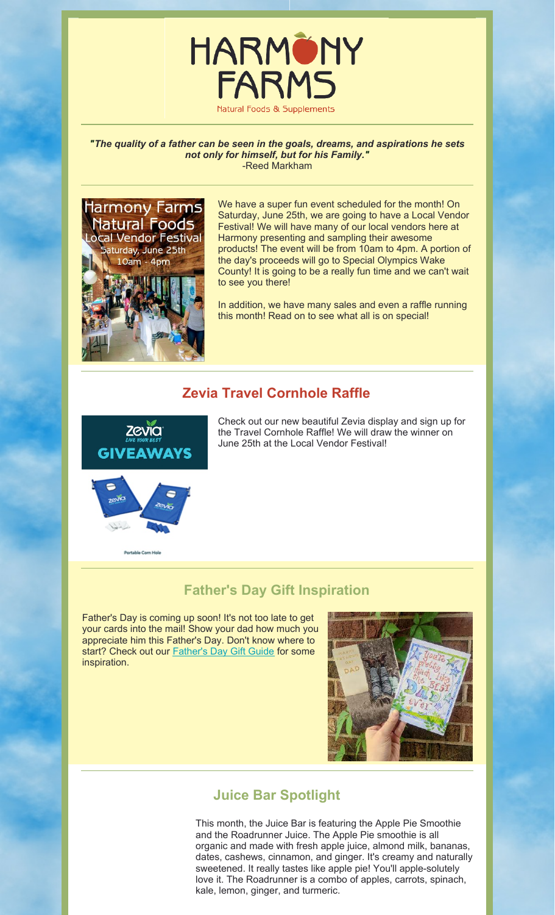# HARMONY FARMS

Natural Foods & Supplements

***"The quality of a father can be seen in the goals, dreams, and aspirations he sets not only for himself, but for his Family."***
-Reed Markham

Harmony Farms Natural Foods
Local Vendor Festival
Saturday, June 25th
10am - 4pm

We have a super fun event scheduled for the month! On Saturday, June 25th, we are going to have a Local Vendor Festival! We will have many of our local vendors here at Harmony presenting and sampling their awesome products! The event will be from 10am to 4pm. A portion of the day's proceeds will go to Special Olympics Wake County! It is going to be a really fun time and we can't wait to see you there!

In addition, we have many sales and even a raffle running this month! Read on to see what all is on special!

## Zevia Travel Cornhole Raffle

Zevia LIVE YOUR BEST GIVEAWAYS

Portable Corn Hole

Check out our new beautiful Zevia display and sign up for the Travel Cornhole Raffle! We will draw the winner on June 25th at the Local Vendor Festival!

## Father's Day Gift Inspiration

Father's Day is coming up soon! It's not too late to get your cards into the mail! Show your dad how much you appreciate him this Father's Day. Don't know where to start? Check out our [Father's Day Gift Guide](#) for some inspiration.

## Juice Bar Spotlight

This month, the Juice Bar is featuring the Apple Pie Smoothie and the Roadrunner Juice. The Apple Pie smoothie is all organic and made with fresh apple juice, almond milk, bananas, dates, cashews, cinnamon, and ginger. It's creamy and naturally sweetened. It really tastes like apple pie! You'll apple-solutely love it. The Roadrunner is a combo of apples, carrots, spinach, kale, lemon, ginger, and turmeric.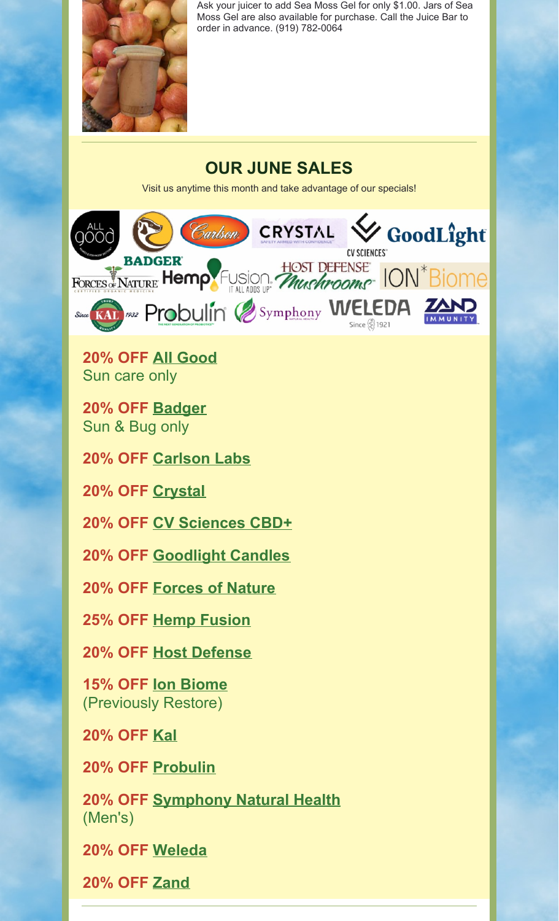Ask your juicer to add Sea Moss Gel for only $1.00. Jars of Sea Moss Gel are also available for purchase. Call the Juice Bar to order in advance. (919) 782-0064

## OUR JUNE SALES

Visit us anytime this month and take advantage of our specials!

**20% OFF All Good**
Sun care only

**20% OFF Badger**
Sun & Bug only

**20% OFF Carlson Labs**

**20% OFF Crystal**

**20% OFF CV Sciences CBD+**

**20% OFF Goodlight Candles**

**20% OFF Forces of Nature**

**25% OFF Hemp Fusion**

**20% OFF Host Defense**

**15% OFF Ion Biome**
(Previously Restore)

**20% OFF Kal**

**20% OFF Probulin**

**20% OFF Symphony Natural Health**
(Men's)

**20% OFF Weleda**

**20% OFF Zand**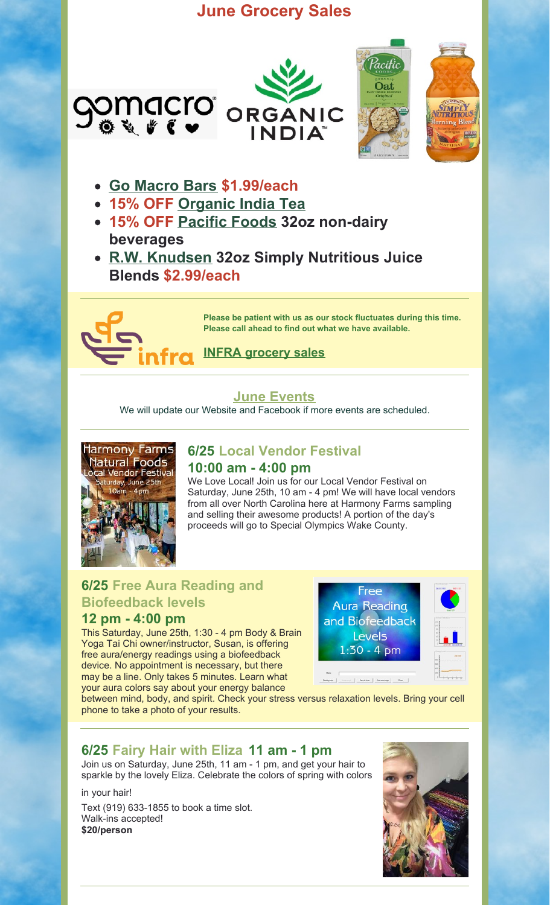# June Grocery Sales

- **Go Macro Bars $1.99/each**
- **15% OFF Organic India Tea**
- **15% OFF Pacific Foods 32oz non-dairy beverages**
- **R.W. Knudsen 32oz Simply Nutritious Juice Blends $2.99/each**

**Please be patient with us as our stock fluctuates during this time. Please call ahead to find out what we have available.**

**INFRA grocery sales**

## June Events

We will update our Website and Facebook if more events are scheduled.

### 6/25 Local Vendor Festival
### 10:00 am - 4:00 pm

We Love Local! Join us for our Local Vendor Festival on Saturday, June 25th, 10 am - 4 pm! We will have local vendors from all over North Carolina here at Harmony Farms sampling and selling their awesome products! A portion of the day's proceeds will go to Special Olympics Wake County.

### 6/25 Free Aura Reading and Biofeedback levels
### 12 pm - 4:00 pm

This Saturday, June 25th, 1:30 - 4 pm Body & Brain Yoga Tai Chi owner/instructor, Susan, is offering free aura/energy readings using a biofeedback device. No appointment is necessary, but there may be a line. Only takes 5 minutes. Learn what your aura colors say about your energy balance between mind, body, and spirit. Check your stress versus relaxation levels. Bring your cell phone to take a photo of your results.

### 6/25 Fairy Hair with Eliza 11 am - 1 pm

Join us on Saturday, June 25th, 11 am - 1 pm, and get your hair to sparkle by the lovely Eliza. Celebrate the colors of spring with colors in your hair!

Text (919) 633-1855 to book a time slot.
Walk-ins accepted!
**$20/person**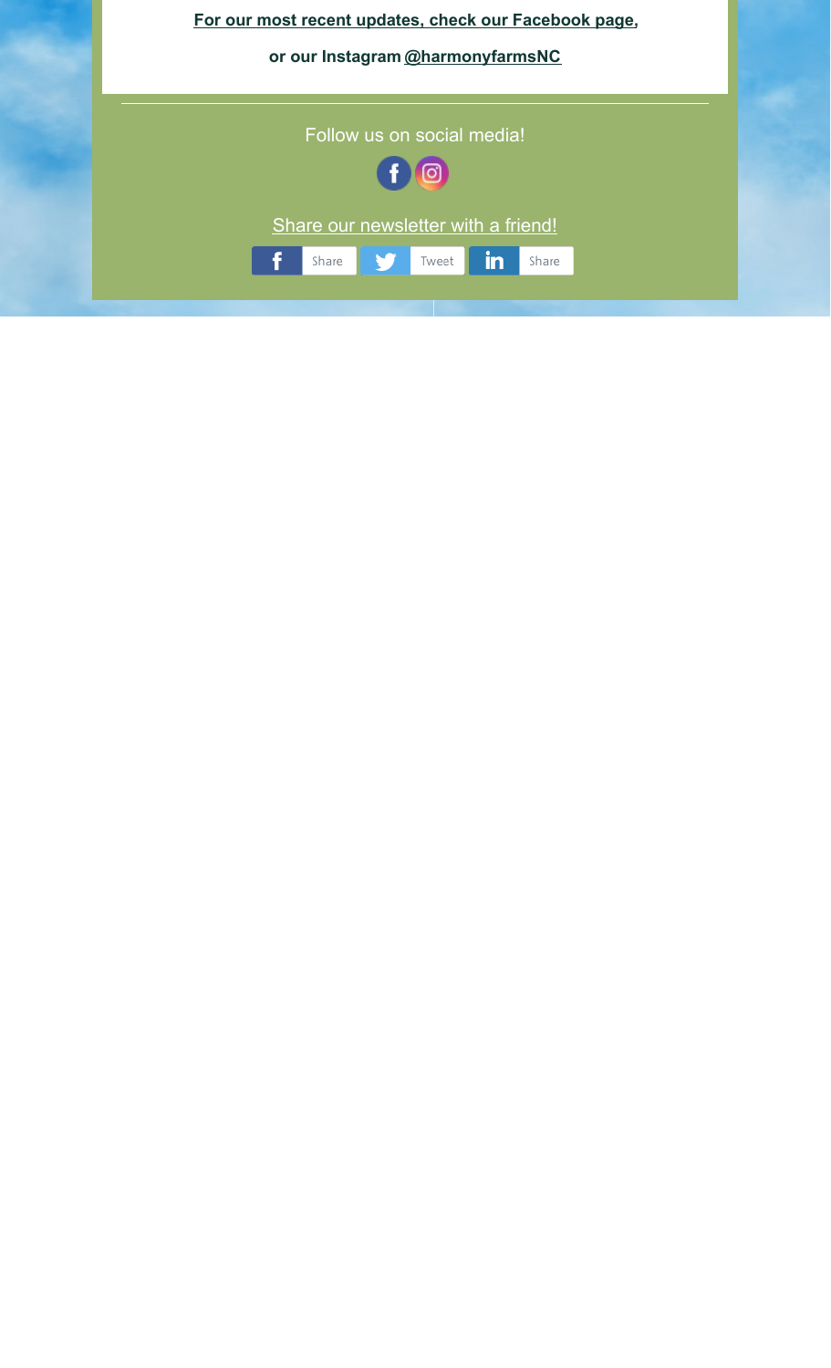**For our most recent updates, check our Facebook page,**

**or our Instagram @harmonyfarmsNC**

---

Follow us on social media!

Share our newsletter with a friend!

Share Tweet Share